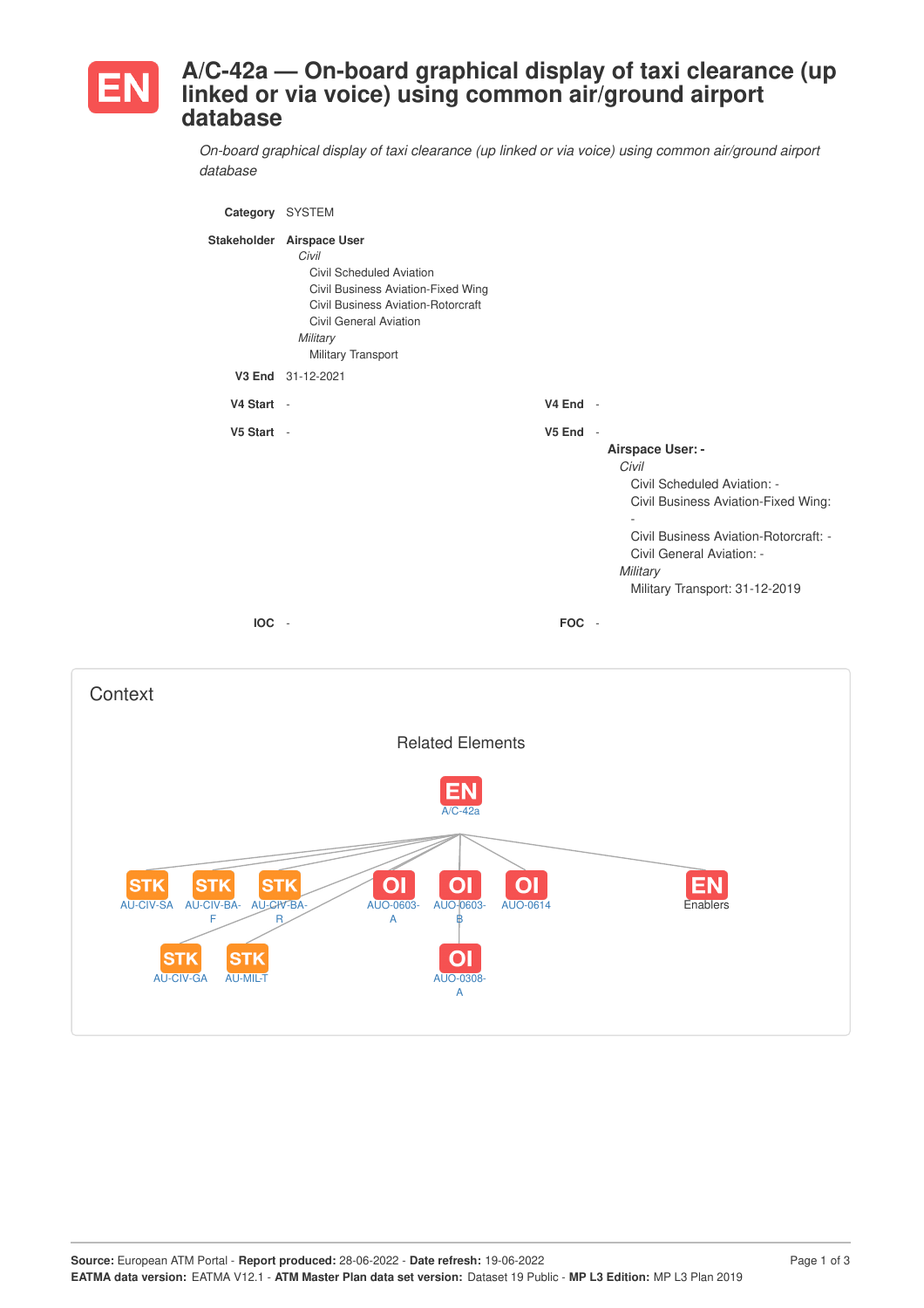# EN A/C-42a — On-board graphical display of taxi clearance (up linked or via voice) using common air/ground airport database

*On-board graphical display of taxi clearance (up linked or via voice) using common air/ground airport database*

**Category** SYSTEM

**Stakeholder** **Airspace User**
*Civil*
- Civil Scheduled Aviation
- Civil Business Aviation-Fixed Wing
- Civil Business Aviation-Rotorcraft
- Civil General Aviation

*Military*
- Military Transport

**V3 End** 31-12-2021

**V4 Start** -

**V4 End** -

**V5 Start** -

**V5 End** -

**Airspace User: -**
*Civil*
- Civil Scheduled Aviation: -
- Civil Business Aviation-Fixed Wing: -
- Civil Business Aviation-Rotorcraft: -
- Civil General Aviation: -

*Military*
- Military Transport: 31-12-2019

**IOC** -

**FOC** -

## Context

### Related Elements

- EN A/C-42a
  - STK AU-CIV-SA
  - STK AU-CIV-BA-F
  - STK AU-CIV-BA-R
  - STK AU-CIV-GA
  - STK AU-MIL-T
  - OI AUO-0603-A
  - OI AUO-0603-B
    - OI AUO-0308-A
  - OI AUO-0614
  - EN Enablers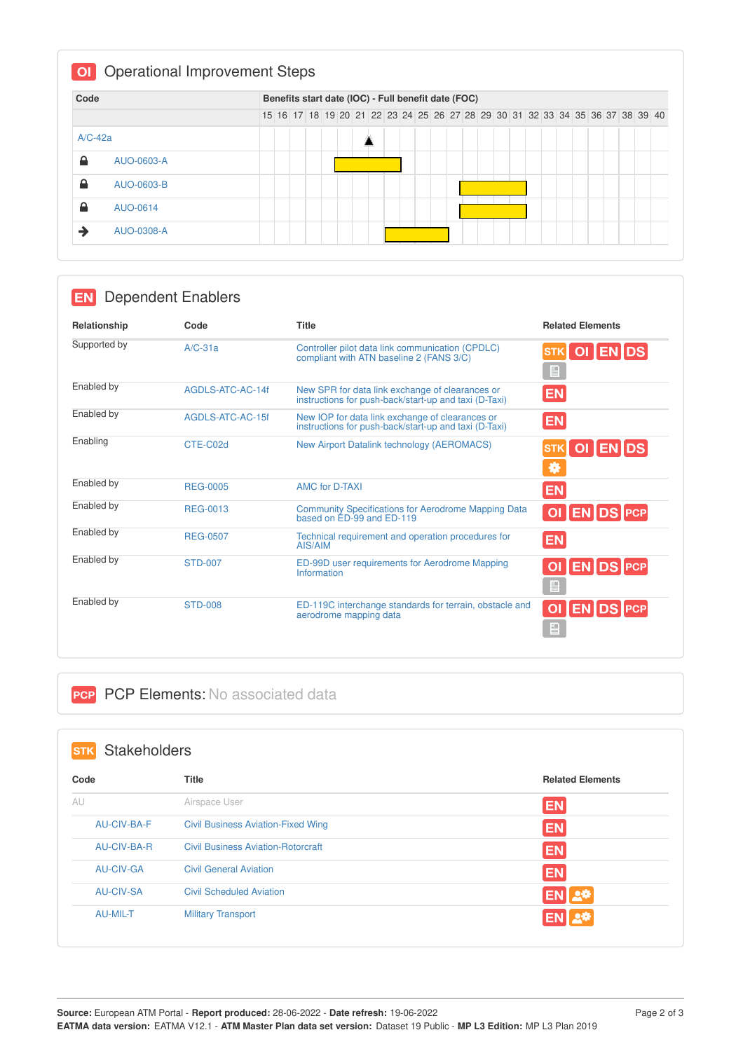## OI Operational Improvement Steps

| Code | Benefits start date (IOC) - Full benefit date (FOC) |
|---|---|
| A/C-42a | ▲ 21 |
| 🔒 AUO-0603-A | 20 – 24 |
| 🔒 AUO-0603-B | 28 – 32 |
| 🔒 AUO-0614 | 28 – 32 |
| ➔ AUO-0308-A | 23 – 27 |

## EN Dependent Enablers

| Relationship | Code | Title | Related Elements |
|---|---|---|---|
| Supported by | A/C-31a | Controller pilot data link communication (CPDLC) compliant with ATN baseline 2 (FANS 3/C) | STK OI EN DS |
| Enabled by | AGDLS-ATC-AC-14f | New SPR for data link exchange of clearances or instructions for push-back/start-up and taxi (D-Taxi) | EN |
| Enabled by | AGDLS-ATC-AC-15f | New IOP for data link exchange of clearances or instructions for push-back/start-up and taxi (D-Taxi) | EN |
| Enabling | CTE-C02d | New Airport Datalink technology (AEROMACS) | STK OI EN DS |
| Enabled by | REG-0005 | AMC for D-TAXI | EN |
| Enabled by | REG-0013 | Community Specifications for Aerodrome Mapping Data based on ED-99 and ED-119 | OI EN DS PCP |
| Enabled by | REG-0507 | Technical requirement and operation procedures for AIS/AIM | EN |
| Enabled by | STD-007 | ED-99D user requirements for Aerodrome Mapping Information | OI EN DS PCP |
| Enabled by | STD-008 | ED-119C interchange standards for terrain, obstacle and aerodrome mapping data | OI EN DS PCP |

## PCP PCP Elements: No associated data

## STK Stakeholders

| Code | Title | Related Elements |
|---|---|---|
| AU | Airspace User | EN |
| AU-CIV-BA-F | Civil Business Aviation-Fixed Wing | EN |
| AU-CIV-BA-R | Civil Business Aviation-Rotorcraft | EN |
| AU-CIV-GA | Civil General Aviation | EN |
| AU-CIV-SA | Civil Scheduled Aviation | EN |
| AU-MIL-T | Military Transport | EN |

**Source:** European ATM Portal - **Report produced:** 28-06-2022 - **Date refresh:** 19-06-2022
**EATMA data version:** EATMA V12.1 - **ATM Master Plan data set version:** Dataset 19 Public - **MP L3 Edition:** MP L3 Plan 2019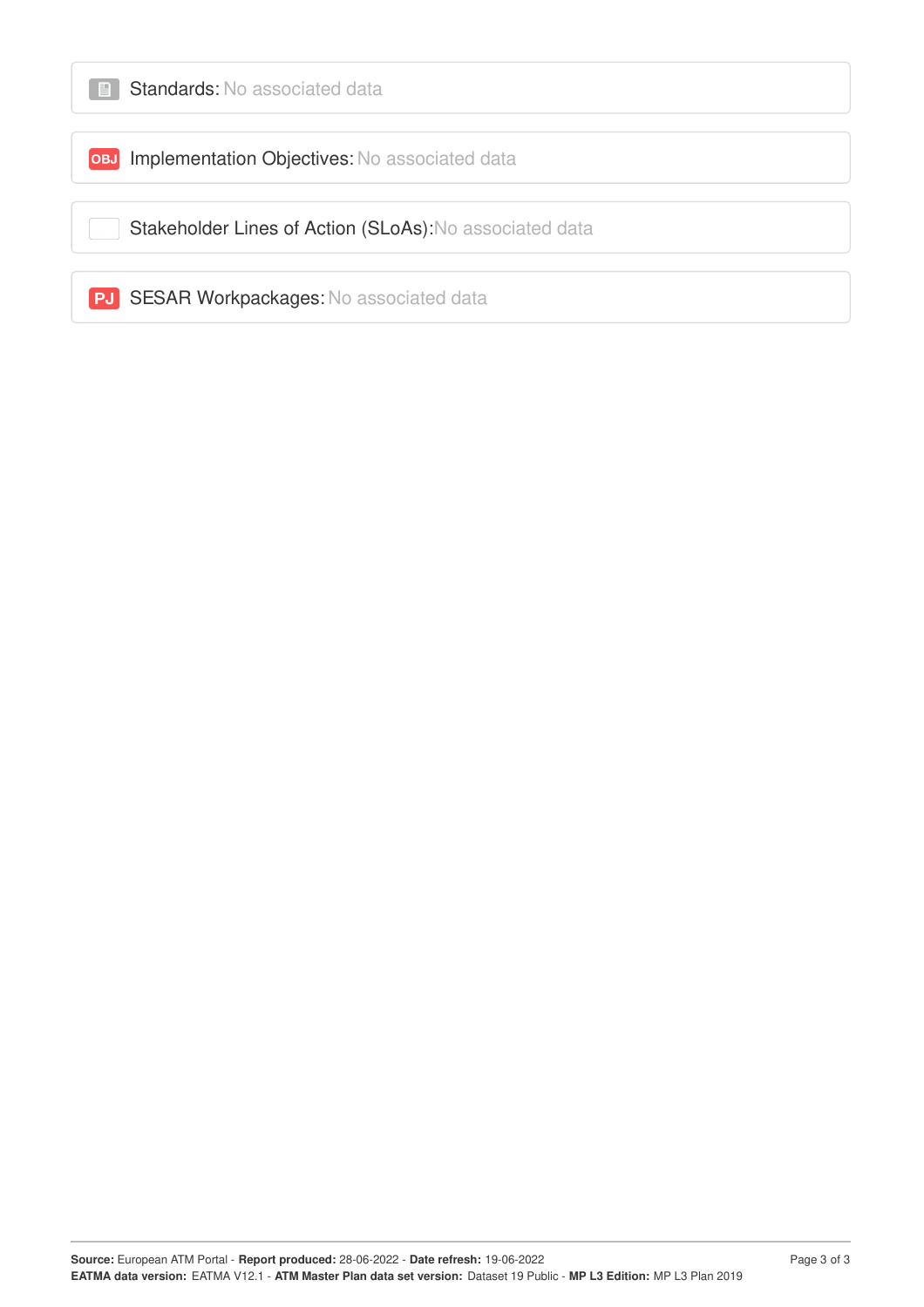Standards: No associated data

OBJ Implementation Objectives: No associated data

Stakeholder Lines of Action (SLoAs): No associated data

PJ SESAR Workpackages: No associated data